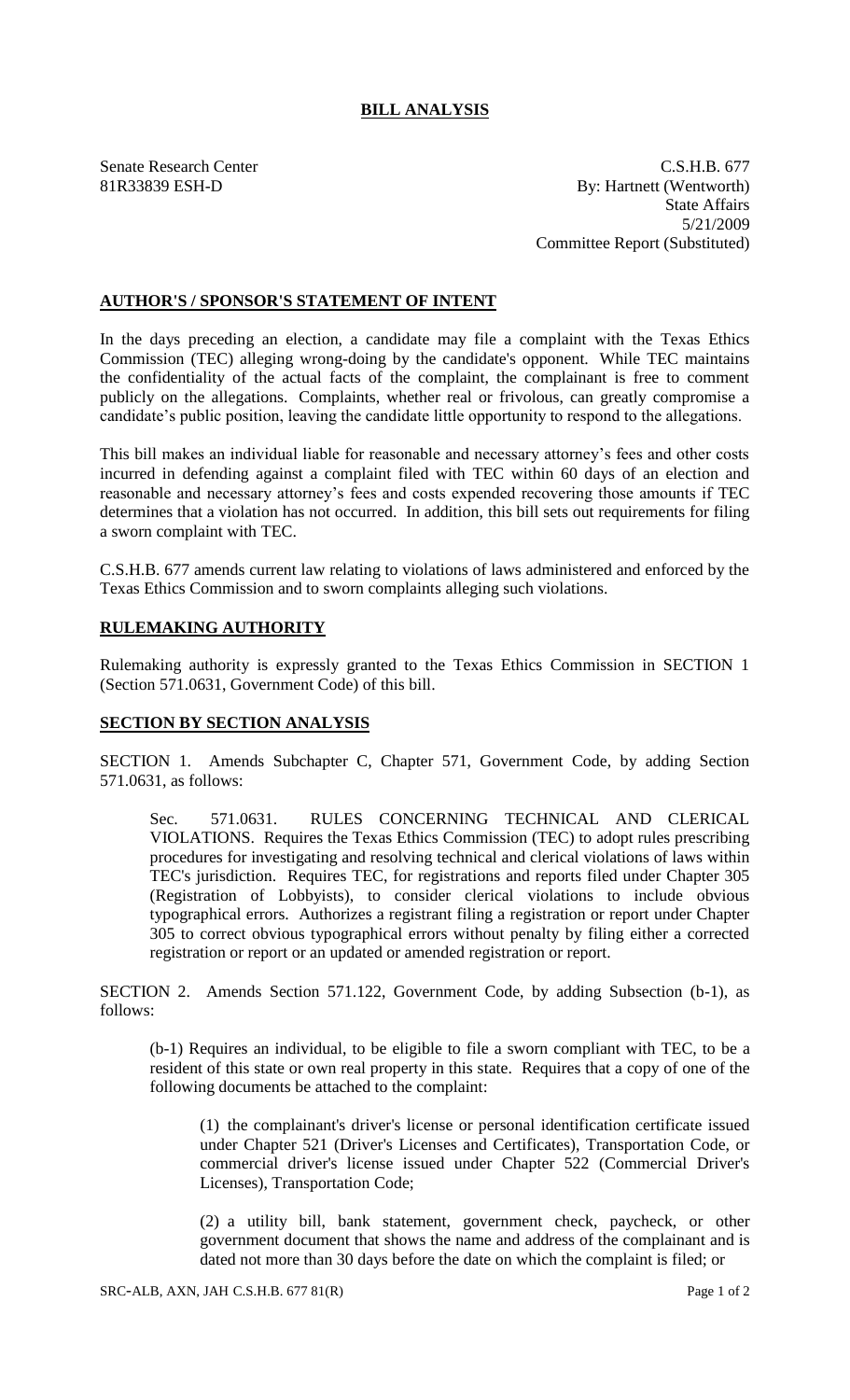# BILL ANALYSIS

Senate Research Center
81R33839 ESH-D

C.S.H.B. 677
By: Hartnett (Wentworth)
State Affairs
5/21/2009
Committee Report (Substituted)

## AUTHOR'S / SPONSOR'S STATEMENT OF INTENT

In the days preceding an election, a candidate may file a complaint with the Texas Ethics Commission (TEC) alleging wrong-doing by the candidate's opponent. While TEC maintains the confidentiality of the actual facts of the complaint, the complainant is free to comment publicly on the allegations. Complaints, whether real or frivolous, can greatly compromise a candidate's public position, leaving the candidate little opportunity to respond to the allegations.

This bill makes an individual liable for reasonable and necessary attorney's fees and other costs incurred in defending against a complaint filed with TEC within 60 days of an election and reasonable and necessary attorney's fees and costs expended recovering those amounts if TEC determines that a violation has not occurred. In addition, this bill sets out requirements for filing a sworn complaint with TEC.

C.S.H.B. 677 amends current law relating to violations of laws administered and enforced by the Texas Ethics Commission and to sworn complaints alleging such violations.

## RULEMAKING AUTHORITY

Rulemaking authority is expressly granted to the Texas Ethics Commission in SECTION 1 (Section 571.0631, Government Code) of this bill.

## SECTION BY SECTION ANALYSIS

SECTION 1. Amends Subchapter C, Chapter 571, Government Code, by adding Section 571.0631, as follows:

Sec. 571.0631. RULES CONCERNING TECHNICAL AND CLERICAL VIOLATIONS. Requires the Texas Ethics Commission (TEC) to adopt rules prescribing procedures for investigating and resolving technical and clerical violations of laws within TEC's jurisdiction. Requires TEC, for registrations and reports filed under Chapter 305 (Registration of Lobbyists), to consider clerical violations to include obvious typographical errors. Authorizes a registrant filing a registration or report under Chapter 305 to correct obvious typographical errors without penalty by filing either a corrected registration or report or an updated or amended registration or report.

SECTION 2. Amends Section 571.122, Government Code, by adding Subsection (b-1), as follows:

(b-1) Requires an individual, to be eligible to file a sworn compliant with TEC, to be a resident of this state or own real property in this state. Requires that a copy of one of the following documents be attached to the complaint:

(1) the complainant's driver's license or personal identification certificate issued under Chapter 521 (Driver's Licenses and Certificates), Transportation Code, or commercial driver's license issued under Chapter 522 (Commercial Driver's Licenses), Transportation Code;

(2) a utility bill, bank statement, government check, paycheck, or other government document that shows the name and address of the complainant and is dated not more than 30 days before the date on which the complaint is filed; or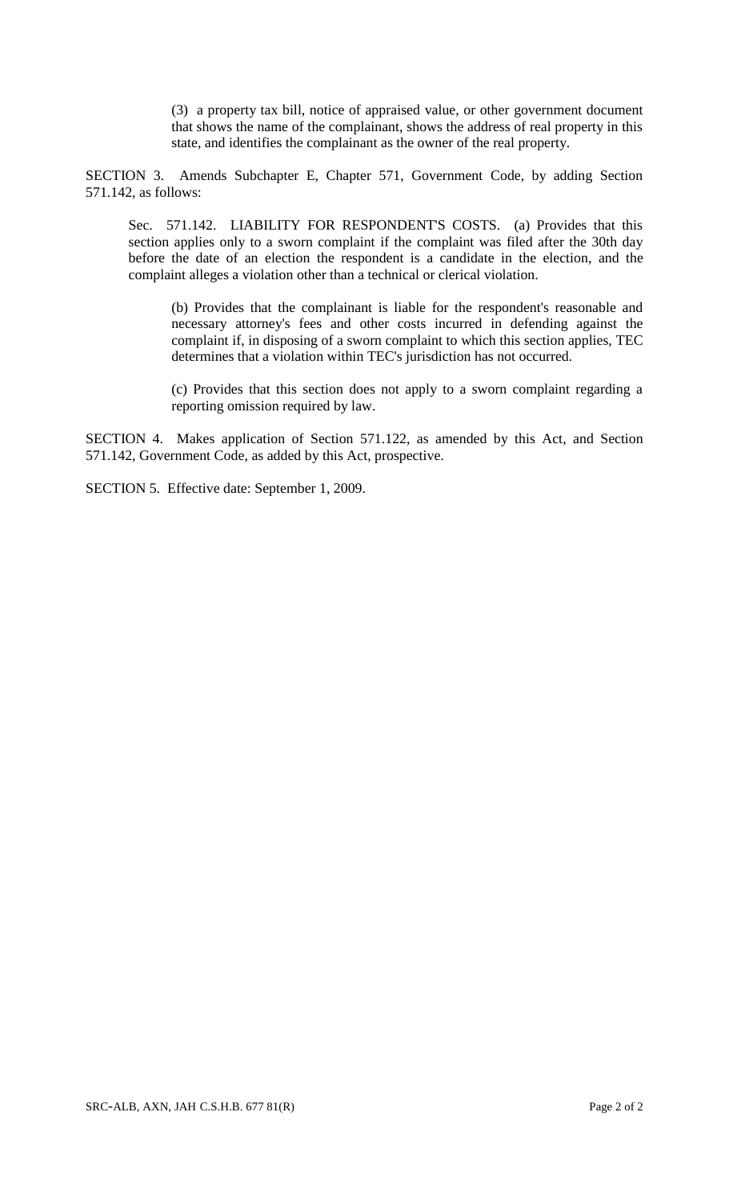(3) a property tax bill, notice of appraised value, or other government document that shows the name of the complainant, shows the address of real property in this state, and identifies the complainant as the owner of the real property.

SECTION 3. Amends Subchapter E, Chapter 571, Government Code, by adding Section 571.142, as follows:

Sec. 571.142. LIABILITY FOR RESPONDENT'S COSTS. (a) Provides that this section applies only to a sworn complaint if the complaint was filed after the 30th day before the date of an election the respondent is a candidate in the election, and the complaint alleges a violation other than a technical or clerical violation.

(b) Provides that the complainant is liable for the respondent's reasonable and necessary attorney's fees and other costs incurred in defending against the complaint if, in disposing of a sworn complaint to which this section applies, TEC determines that a violation within TEC's jurisdiction has not occurred.

(c) Provides that this section does not apply to a sworn complaint regarding a reporting omission required by law.

SECTION 4. Makes application of Section 571.122, as amended by this Act, and Section 571.142, Government Code, as added by this Act, prospective.

SECTION 5. Effective date: September 1, 2009.

SRC-ALB, AXN, JAH C.S.H.B. 677 81(R)